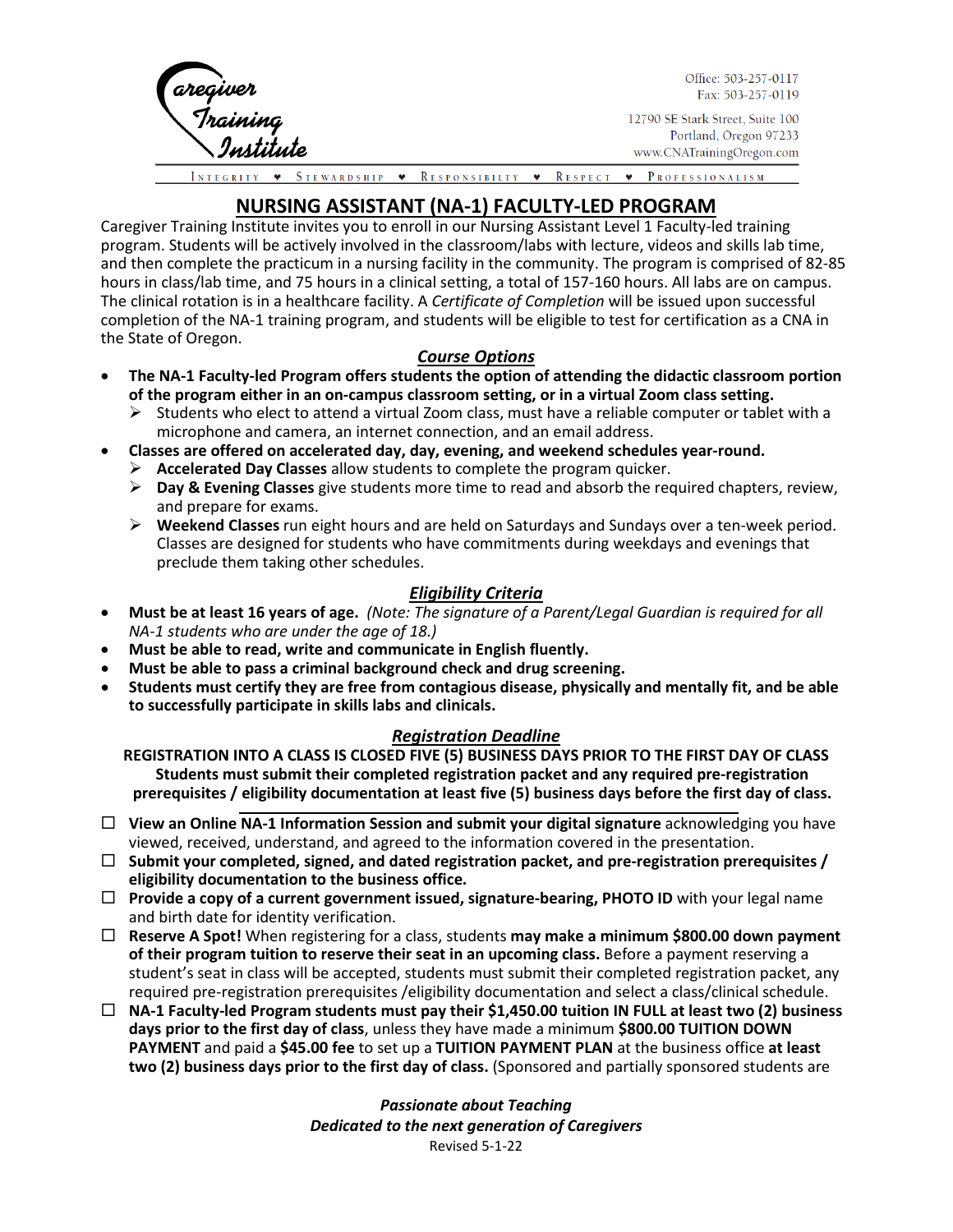Caregiver Training Institute

Office: 503-257-0117
Fax: 503-257-0119

12790 SE Stark Street, Suite 100
Portland, Oregon 97233
www.CNATrainingOregon.com

INTEGRITY ♥ STEWARDSHIP ♥ RESPONSIBILITY ♥ RESPECT ♥ PROFESSIONALISM

# NURSING ASSISTANT (NA-1) FACULTY-LED PROGRAM

Caregiver Training Institute invites you to enroll in our Nursing Assistant Level 1 Faculty-led training program. Students will be actively involved in the classroom/labs with lecture, videos and skills lab time, and then complete the practicum in a nursing facility in the community. The program is comprised of 82-85 hours in class/lab time, and 75 hours in a clinical setting, a total of 157-160 hours. All labs are on campus. The clinical rotation is in a healthcare facility. A *Certificate of Completion* will be issued upon successful completion of the NA-1 training program, and students will be eligible to test for certification as a CNA in the State of Oregon.

## *Course Options*

- **The NA-1 Faculty-led Program offers students the option of attending the didactic classroom portion of the program either in an on-campus classroom setting, or in a virtual Zoom class setting.**
  - Students who elect to attend a virtual Zoom class, must have a reliable computer or tablet with a microphone and camera, an internet connection, and an email address.
- **Classes are offered on accelerated day, day, evening, and weekend schedules year-round.**
  - **Accelerated Day Classes** allow students to complete the program quicker.
  - **Day & Evening Classes** give students more time to read and absorb the required chapters, review, and prepare for exams.
  - **Weekend Classes** run eight hours and are held on Saturdays and Sundays over a ten-week period. Classes are designed for students who have commitments during weekdays and evenings that preclude them taking other schedules.

## *Eligibility Criteria*

- **Must be at least 16 years of age.** *(Note: The signature of a Parent/Legal Guardian is required for all NA-1 students who are under the age of 18.)*
- **Must be able to read, write and communicate in English fluently.**
- **Must be able to pass a criminal background check and drug screening.**
- **Students must certify they are free from contagious disease, physically and mentally fit, and be able to successfully participate in skills labs and clinicals.**

## *Registration Deadline*

**REGISTRATION INTO A CLASS IS CLOSED FIVE (5) BUSINESS DAYS PRIOR TO THE FIRST DAY OF CLASS**
**Students must submit their completed registration packet and any required pre-registration prerequisites / eligibility documentation at least five (5) business days before the first day of class.**

- ☐ **View an Online NA-1 Information Session and submit your digital signature** acknowledging you have viewed, received, understand, and agreed to the information covered in the presentation.
- ☐ **Submit your completed, signed, and dated registration packet, and pre-registration prerequisites / eligibility documentation to the business office.**
- ☐ **Provide a copy of a current government issued, signature-bearing, PHOTO ID** with your legal name and birth date for identity verification.
- ☐ **Reserve A Spot!** When registering for a class, students **may make a minimum $800.00 down payment of their program tuition to reserve their seat in an upcoming class.** Before a payment reserving a student's seat in class will be accepted, students must submit their completed registration packet, any required pre-registration prerequisites /eligibility documentation and select a class/clinical schedule.
- ☐ **NA-1 Faculty-led Program students must pay their $1,450.00 tuition IN FULL at least two (2) business days prior to the first day of class**, unless they have made a minimum **$800.00 TUITION DOWN PAYMENT** and paid a **$45.00 fee** to set up a **TUITION PAYMENT PLAN** at the business office **at least two (2) business days prior to the first day of class.** (Sponsored and partially sponsored students are

***Passionate about Teaching***
***Dedicated to the next generation of Caregivers***
Revised 5-1-22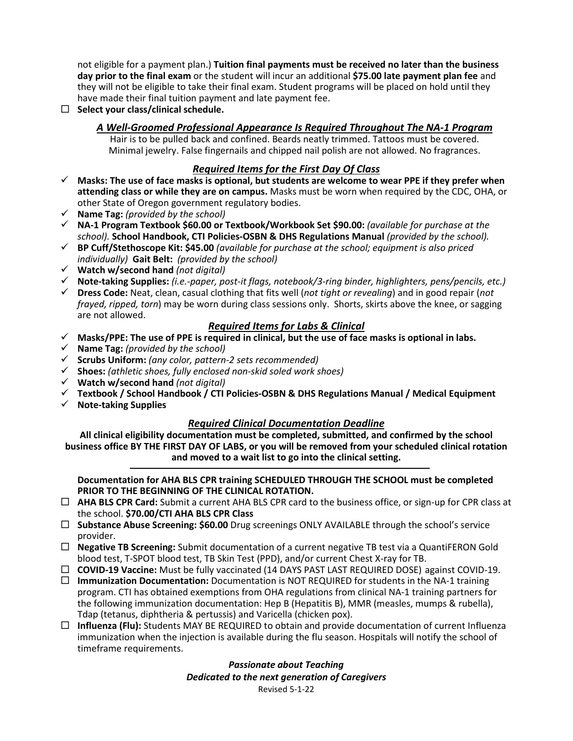not eligible for a payment plan.) **Tuition final payments must be received no later than the business day prior to the final exam** or the student will incur an additional **$75.00 late payment plan fee** and they will not be eligible to take their final exam. Student programs will be placed on hold until they have made their final tuition payment and late payment fee.

- ☐ **Select your class/clinical schedule.**

## *A Well-Groomed Professional Appearance Is Required Throughout The NA-1 Program*

Hair is to be pulled back and confined. Beards neatly trimmed. Tattoos must be covered. Minimal jewelry. False fingernails and chipped nail polish are not allowed. No fragrances.

## *Required Items for the First Day Of Class*

- ✓ **Masks: The use of face masks is optional, but students are welcome to wear PPE if they prefer when attending class or while they are on campus.** Masks must be worn when required by the CDC, OHA, or other State of Oregon government regulatory bodies.
- ✓ **Name Tag:** *(provided by the school)*
- ✓ **NA-1 Program Textbook $60.00 or Textbook/Workbook Set $90.00:** *(available for purchase at the school).* **School Handbook, CTI Policies-OSBN & DHS Regulations Manual** *(provided by the school).*
- ✓ **BP Cuff/Stethoscope Kit: $45.00** *(available for purchase at the school; equipment is also priced individually)* **Gait Belt:** *(provided by the school)*
- ✓ **Watch w/second hand** *(not digital)*
- ✓ **Note-taking Supplies:** *(i.e.-paper, post-it flags, notebook/3-ring binder, highlighters, pens/pencils, etc.)*
- ✓ **Dress Code:** Neat, clean, casual clothing that fits well (*not tight or revealing*) and in good repair (*not frayed, ripped, torn*) may be worn during class sessions only. Shorts, skirts above the knee, or sagging are not allowed.

## *Required Items for Labs & Clinical*

- ✓ **Masks/PPE: The use of PPE is required in clinical, but the use of face masks is optional in labs.**
- ✓ **Name Tag:** *(provided by the school)*
- ✓ **Scrubs Uniform:** *(any color, pattern-2 sets recommended)*
- ✓ **Shoes:** *(athletic shoes, fully enclosed non-skid soled work shoes)*
- ✓ **Watch w/second hand** *(not digital)*
- ✓ **Textbook / School Handbook / CTI Policies-OSBN & DHS Regulations Manual / Medical Equipment**
- ✓ **Note-taking Supplies**

## *Required Clinical Documentation Deadline*

**All clinical eligibility documentation must be completed, submitted, and confirmed by the school business office BY THE FIRST DAY OF LABS, or you will be removed from your scheduled clinical rotation and moved to a wait list to go into the clinical setting.**

---

**Documentation for AHA BLS CPR training SCHEDULED THROUGH THE SCHOOL must be completed PRIOR TO THE BEGINNING OF THE CLINICAL ROTATION.**

- ☐ **AHA BLS CPR Card:** Submit a current AHA BLS CPR card to the business office, or sign-up for CPR class at the school. **$70.00/CTI AHA BLS CPR Class**
- ☐ **Substance Abuse Screening: $60.00** Drug screenings ONLY AVAILABLE through the school's service provider.
- ☐ **Negative TB Screening:** Submit documentation of a current negative TB test via a QuantiFERON Gold blood test, T-SPOT blood test, TB Skin Test (PPD), and/or current Chest X-ray for TB.
- ☐ **COVID-19 Vaccine:** Must be fully vaccinated (14 DAYS PAST LAST REQUIRED DOSE) against COVID-19.
- ☐ **Immunization Documentation:** Documentation is NOT REQUIRED for students in the NA-1 training program. CTI has obtained exemptions from OHA regulations from clinical NA-1 training partners for the following immunization documentation: Hep B (Hepatitis B), MMR (measles, mumps & rubella), Tdap (tetanus, diphtheria & pertussis) and Varicella (chicken pox).
- ☐ **Influenza (Flu):** Students MAY BE REQUIRED to obtain and provide documentation of current Influenza immunization when the injection is available during the flu season. Hospitals will notify the school of timeframe requirements.

***Passionate about Teaching***
***Dedicated to the next generation of Caregivers***
Revised 5-1-22